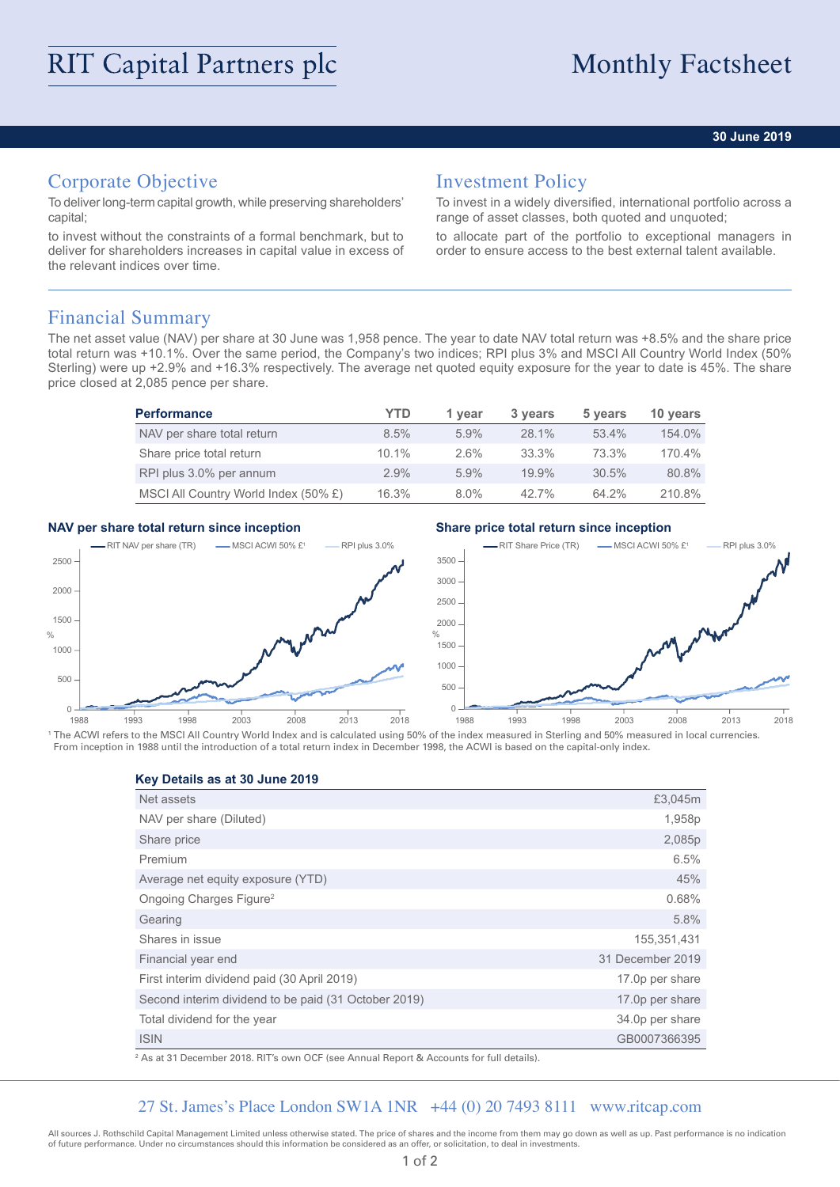# RIT Capital Partners plc

# Monthly Factsheet

**30 June 2019**

## Corporate Objective

To deliver long-term capital growth, while preserving shareholders' capital;

to invest without the constraints of a formal benchmark, but to deliver for shareholders increases in capital value in excess of the relevant indices over time.

## Investment Policy

To invest in a widely diversified, international portfolio across a range of asset classes, both quoted and unquoted;

to allocate part of the portfolio to exceptional managers in order to ensure access to the best external talent available.

## Financial Summary

The net asset value (NAV) per share at 30 June was 1,958 pence. The year to date NAV total return was +8.5% and the share price total return was +10.1%. Over the same period, the Company's two indices; RPI plus 3% and MSCI All Country World Index (50% Sterling) were up +2.9% and +16.3% respectively. The average net quoted equity exposure for the year to date is 45%. The share price closed at 2,085 pence per share.

| Performance | YTD | 1 year | 3 years | 5 years | 10 years |
|---|---|---|---|---|---|
| NAV per share total return | 8.5% | 5.9% | 28.1% | 53.4% | 154.0% |
| Share price total return | 10.1% | 2.6% | 33.3% | 73.3% | 170.4% |
| RPI plus 3.0% per annum | 2.9% | 5.9% | 19.9% | 30.5% | 80.8% |
| MSCI All Country World Index (50% £) | 16.3% | 8.0% | 42.7% | 64.2% | 210.8% |

**NAV per share total return since inception**

**Share price total return since inception**

[1] The ACWI refers to the MSCI All Country World Index and is calculated using 50% of the index measured in Sterling and 50% measured in local currencies. From inception in 1988 until the introduction of a total return index in December 1998, the ACWI is based on the capital-only index.

| Key Details as at 30 June 2019 | |
|---|---|
| Net assets | £3,045m |
| NAV per share (Diluted) | 1,958p |
| Share price | 2,085p |
| Premium | 6.5% |
| Average net equity exposure (YTD) | 45% |
| Ongoing Charges Figure[2] | 0.68% |
| Gearing | 5.8% |
| Shares in issue | 155,351,431 |
| Financial year end | 31 December 2019 |
| First interim dividend paid (30 April 2019) | 17.0p per share |
| Second interim dividend to be paid (31 October 2019) | 17.0p per share |
| Total dividend for the year | 34.0p per share |
| ISIN | GB0007366395 |

[2] As at 31 December 2018. RIT's own OCF (see Annual Report & Accounts for full details).

27 St. James's Place London SW1A 1NR +44 (0) 20 7493 8111 www.ritcap.com

All sources J. Rothschild Capital Management Limited unless otherwise stated. The price of shares and the income from them may go down as well as up. Past performance is no indication of future performance. Under no circumstances should this information be considered as an offer, or solicitation, to deal in investments.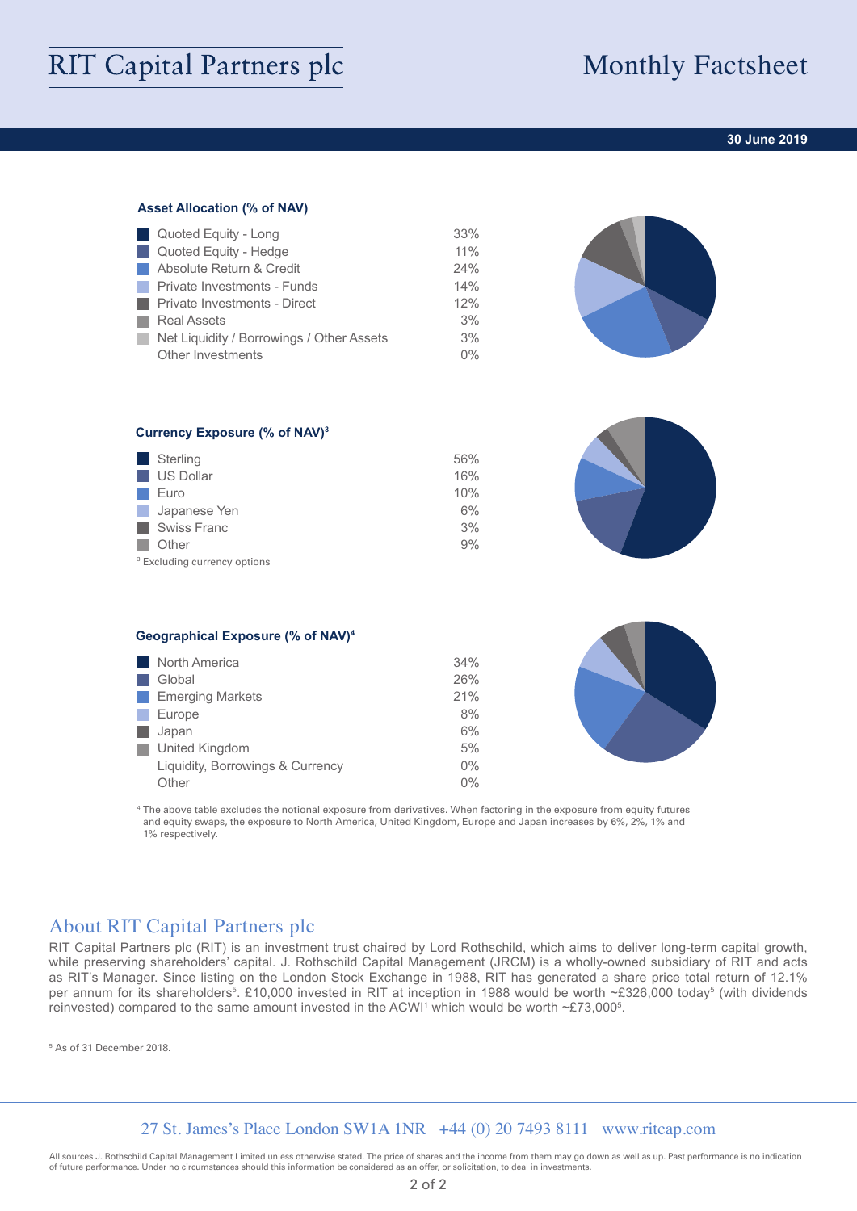# RIT Capital Partners plc

## Monthly Factsheet

**30 June 2019**

### Asset Allocation (% of NAV)

| | |
|---|---|
| Quoted Equity - Long | 33% |
| Quoted Equity - Hedge | 11% |
| Absolute Return & Credit | 24% |
| Private Investments - Funds | 14% |
| Private Investments - Direct | 12% |
| Real Assets | 3% |
| Net Liquidity / Borrowings / Other Assets | 3% |
| Other Investments | 0% |

### Currency Exposure (% of NAV)[3]

| | |
|---|---|
| Sterling | 56% |
| US Dollar | 16% |
| Euro | 10% |
| Japanese Yen | 6% |
| Swiss Franc | 3% |
| Other | 9% |

[3] Excluding currency options

### Geographical Exposure (% of NAV)[4]

| | |
|---|---|
| North America | 34% |
| Global | 26% |
| Emerging Markets | 21% |
| Europe | 8% |
| Japan | 6% |
| United Kingdom | 5% |
| Liquidity, Borrowings & Currency | 0% |
| Other | 0% |

[4] The above table excludes the notional exposure from derivatives. When factoring in the exposure from equity futures and equity swaps, the exposure to North America, United Kingdom, Europe and Japan increases by 6%, 2%, 1% and 1% respectively.

## About RIT Capital Partners plc

RIT Capital Partners plc (RIT) is an investment trust chaired by Lord Rothschild, which aims to deliver long-term capital growth, while preserving shareholders' capital. J. Rothschild Capital Management (JRCM) is a wholly-owned subsidiary of RIT and acts as RIT's Manager. Since listing on the London Stock Exchange in 1988, RIT has generated a share price total return of 12.1% per annum for its shareholders[5]. £10,000 invested in RIT at inception in 1988 would be worth ~£326,000 today[5] (with dividends reinvested) compared to the same amount invested in the ACWI[1] which would be worth ~£73,000[5].

[5] As of 31 December 2018.

27 St. James's Place London SW1A 1NR +44 (0) 20 7493 8111 www.ritcap.com

All sources J. Rothschild Capital Management Limited unless otherwise stated. The price of shares and the income from them may go down as well as up. Past performance is no indication of future performance. Under no circumstances should this information be considered as an offer, or solicitation, to deal in investments.